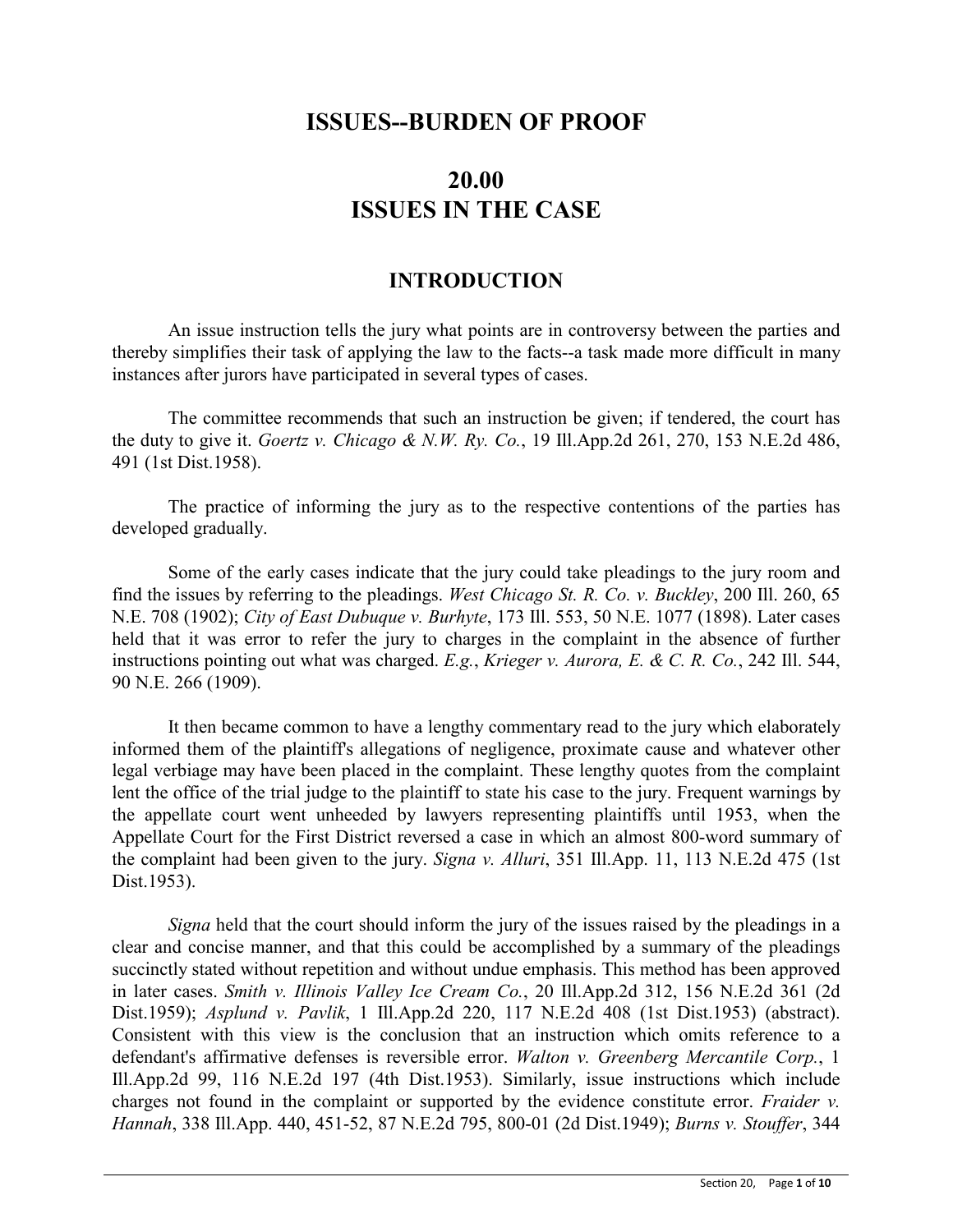# ISSUES--BURDEN OF PROOF

# 20.00
# ISSUES IN THE CASE

## INTRODUCTION

An issue instruction tells the jury what points are in controversy between the parties and thereby simplifies their task of applying the law to the facts--a task made more difficult in many instances after jurors have participated in several types of cases.

The committee recommends that such an instruction be given; if tendered, the court has the duty to give it. *Goertz v. Chicago & N.W. Ry. Co.*, 19 Ill.App.2d 261, 270, 153 N.E.2d 486, 491 (1st Dist.1958).

The practice of informing the jury as to the respective contentions of the parties has developed gradually.

Some of the early cases indicate that the jury could take pleadings to the jury room and find the issues by referring to the pleadings. *West Chicago St. R. Co. v. Buckley*, 200 Ill. 260, 65 N.E. 708 (1902); *City of East Dubuque v. Burhyte*, 173 Ill. 553, 50 N.E. 1077 (1898). Later cases held that it was error to refer the jury to charges in the complaint in the absence of further instructions pointing out what was charged. *E.g.*, *Krieger v. Aurora, E. & C. R. Co.*, 242 Ill. 544, 90 N.E. 266 (1909).

It then became common to have a lengthy commentary read to the jury which elaborately informed them of the plaintiff's allegations of negligence, proximate cause and whatever other legal verbiage may have been placed in the complaint. These lengthy quotes from the complaint lent the office of the trial judge to the plaintiff to state his case to the jury. Frequent warnings by the appellate court went unheeded by lawyers representing plaintiffs until 1953, when the Appellate Court for the First District reversed a case in which an almost 800-word summary of the complaint had been given to the jury. *Signa v. Alluri*, 351 Ill.App. 11, 113 N.E.2d 475 (1st Dist.1953).

*Signa* held that the court should inform the jury of the issues raised by the pleadings in a clear and concise manner, and that this could be accomplished by a summary of the pleadings succinctly stated without repetition and without undue emphasis. This method has been approved in later cases. *Smith v. Illinois Valley Ice Cream Co.*, 20 Ill.App.2d 312, 156 N.E.2d 361 (2d Dist.1959); *Asplund v. Pavlik*, 1 Ill.App.2d 220, 117 N.E.2d 408 (1st Dist.1953) (abstract). Consistent with this view is the conclusion that an instruction which omits reference to a defendant's affirmative defenses is reversible error. *Walton v. Greenberg Mercantile Corp.*, 1 Ill.App.2d 99, 116 N.E.2d 197 (4th Dist.1953). Similarly, issue instructions which include charges not found in the complaint or supported by the evidence constitute error. *Fraider v. Hannah*, 338 Ill.App. 440, 451-52, 87 N.E.2d 795, 800-01 (2d Dist.1949); *Burns v. Stouffer*, 344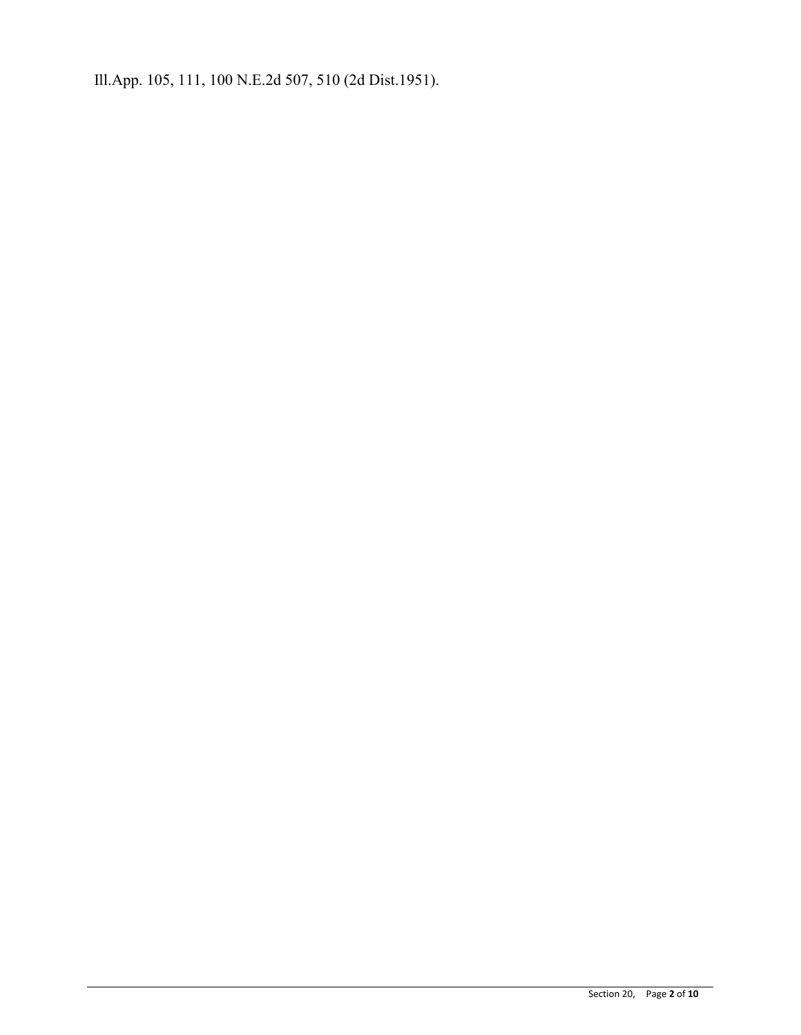Ill.App. 105, 111, 100 N.E.2d 507, 510 (2d Dist.1951).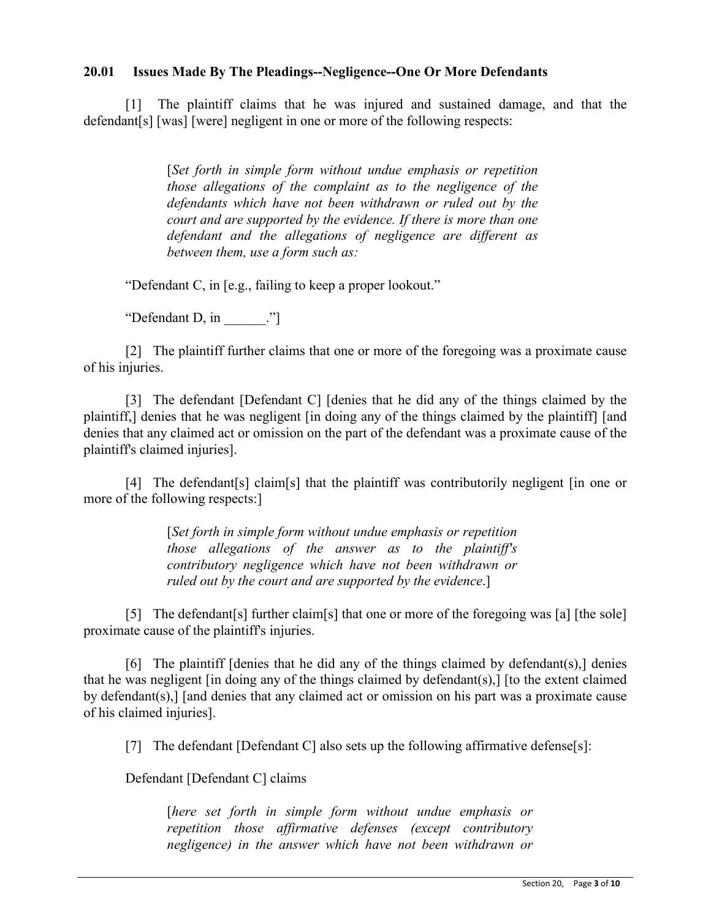### 20.01 Issues Made By The Pleadings--Negligence--One Or More Defendants

[1] The plaintiff claims that he was injured and sustained damage, and that the defendant[s] [was] [were] negligent in one or more of the following respects:

> [*Set forth in simple form without undue emphasis or repetition those allegations of the complaint as to the negligence of the defendants which have not been withdrawn or ruled out by the court and are supported by the evidence. If there is more than one defendant and the allegations of negligence are different as between them, use a form such as:*

"Defendant C, in [e.g., failing to keep a proper lookout."

"Defendant D, in ______."]

[2] The plaintiff further claims that one or more of the foregoing was a proximate cause of his injuries.

[3] The defendant [Defendant C] [denies that he did any of the things claimed by the plaintiff,] denies that he was negligent [in doing any of the things claimed by the plaintiff] [and denies that any claimed act or omission on the part of the defendant was a proximate cause of the plaintiff's claimed injuries].

[4] The defendant[s] claim[s] that the plaintiff was contributorily negligent [in one or more of the following respects:]

> [*Set forth in simple form without undue emphasis or repetition those allegations of the answer as to the plaintiff's contributory negligence which have not been withdrawn or ruled out by the court and are supported by the evidence*.]

[5] The defendant[s] further claim[s] that one or more of the foregoing was [a] [the sole] proximate cause of the plaintiff's injuries.

[6] The plaintiff [denies that he did any of the things claimed by defendant(s),] denies that he was negligent [in doing any of the things claimed by defendant(s),] [to the extent claimed by defendant(s),] [and denies that any claimed act or omission on his part was a proximate cause of his claimed injuries].

[7] The defendant [Defendant C] also sets up the following affirmative defense[s]:

Defendant [Defendant C] claims

> [*here set forth in simple form without undue emphasis or repetition those affirmative defenses (except contributory negligence) in the answer which have not been withdrawn or*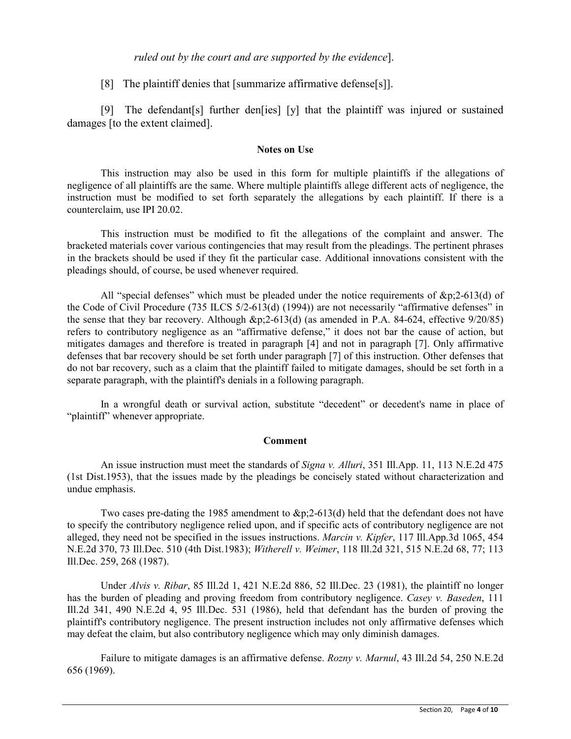*ruled out by the court and are supported by the evidence*].

[8] The plaintiff denies that [summarize affirmative defense[s]].

[9] The defendant[s] further den[ies] [y] that the plaintiff was injured or sustained damages [to the extent claimed].

**Notes on Use**

This instruction may also be used in this form for multiple plaintiffs if the allegations of negligence of all plaintiffs are the same. Where multiple plaintiffs allege different acts of negligence, the instruction must be modified to set forth separately the allegations by each plaintiff. If there is a counterclaim, use IPI 20.02.

This instruction must be modified to fit the allegations of the complaint and answer. The bracketed materials cover various contingencies that may result from the pleadings. The pertinent phrases in the brackets should be used if they fit the particular case. Additional innovations consistent with the pleadings should, of course, be used whenever required.

All "special defenses" which must be pleaded under the notice requirements of &p;2-613(d) of the Code of Civil Procedure (735 ILCS 5/2-613(d) (1994)) are not necessarily "affirmative defenses" in the sense that they bar recovery. Although &p;2-613(d) (as amended in P.A. 84-624, effective 9/20/85) refers to contributory negligence as an "affirmative defense," it does not bar the cause of action, but mitigates damages and therefore is treated in paragraph [4] and not in paragraph [7]. Only affirmative defenses that bar recovery should be set forth under paragraph [7] of this instruction. Other defenses that do not bar recovery, such as a claim that the plaintiff failed to mitigate damages, should be set forth in a separate paragraph, with the plaintiff's denials in a following paragraph.

In a wrongful death or survival action, substitute "decedent" or decedent's name in place of "plaintiff" whenever appropriate.

**Comment**

An issue instruction must meet the standards of *Signa v. Alluri*, 351 Ill.App. 11, 113 N.E.2d 475 (1st Dist.1953), that the issues made by the pleadings be concisely stated without characterization and undue emphasis.

Two cases pre-dating the 1985 amendment to &p;2-613(d) held that the defendant does not have to specify the contributory negligence relied upon, and if specific acts of contributory negligence are not alleged, they need not be specified in the issues instructions. *Marcin v. Kipfer*, 117 Ill.App.3d 1065, 454 N.E.2d 370, 73 Ill.Dec. 510 (4th Dist.1983); *Witherell v. Weimer*, 118 Ill.2d 321, 515 N.E.2d 68, 77; 113 Ill.Dec. 259, 268 (1987).

Under *Alvis v. Ribar*, 85 Ill.2d 1, 421 N.E.2d 886, 52 Ill.Dec. 23 (1981), the plaintiff no longer has the burden of pleading and proving freedom from contributory negligence. *Casey v. Baseden*, 111 Ill.2d 341, 490 N.E.2d 4, 95 Ill.Dec. 531 (1986), held that defendant has the burden of proving the plaintiff's contributory negligence. The present instruction includes not only affirmative defenses which may defeat the claim, but also contributory negligence which may only diminish damages.

Failure to mitigate damages is an affirmative defense. *Rozny v. Marnul*, 43 Ill.2d 54, 250 N.E.2d 656 (1969).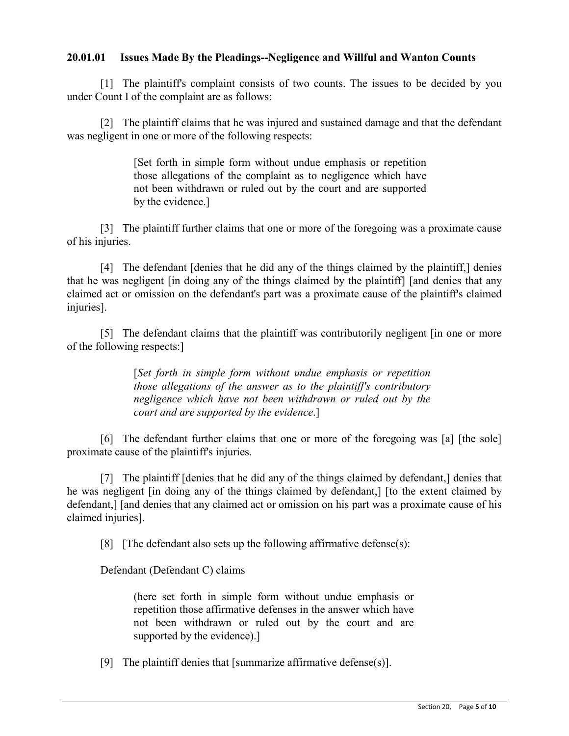### 20.01.01 Issues Made By the Pleadings--Negligence and Willful and Wanton Counts

[1] The plaintiff's complaint consists of two counts. The issues to be decided by you under Count I of the complaint are as follows:

[2] The plaintiff claims that he was injured and sustained damage and that the defendant was negligent in one or more of the following respects:

> [Set forth in simple form without undue emphasis or repetition those allegations of the complaint as to negligence which have not been withdrawn or ruled out by the court and are supported by the evidence.]

[3] The plaintiff further claims that one or more of the foregoing was a proximate cause of his injuries.

[4] The defendant [denies that he did any of the things claimed by the plaintiff,] denies that he was negligent [in doing any of the things claimed by the plaintiff] [and denies that any claimed act or omission on the defendant's part was a proximate cause of the plaintiff's claimed injuries].

[5] The defendant claims that the plaintiff was contributorily negligent [in one or more of the following respects:]

> [*Set forth in simple form without undue emphasis or repetition those allegations of the answer as to the plaintiff's contributory negligence which have not been withdrawn or ruled out by the court and are supported by the evidence*.]

[6] The defendant further claims that one or more of the foregoing was [a] [the sole] proximate cause of the plaintiff's injuries.

[7] The plaintiff [denies that he did any of the things claimed by defendant,] denies that he was negligent [in doing any of the things claimed by defendant,] [to the extent claimed by defendant,] [and denies that any claimed act or omission on his part was a proximate cause of his claimed injuries].

[8] [The defendant also sets up the following affirmative defense(s):

Defendant (Defendant C) claims

> (here set forth in simple form without undue emphasis or repetition those affirmative defenses in the answer which have not been withdrawn or ruled out by the court and are supported by the evidence).]

[9] The plaintiff denies that [summarize affirmative defense(s)].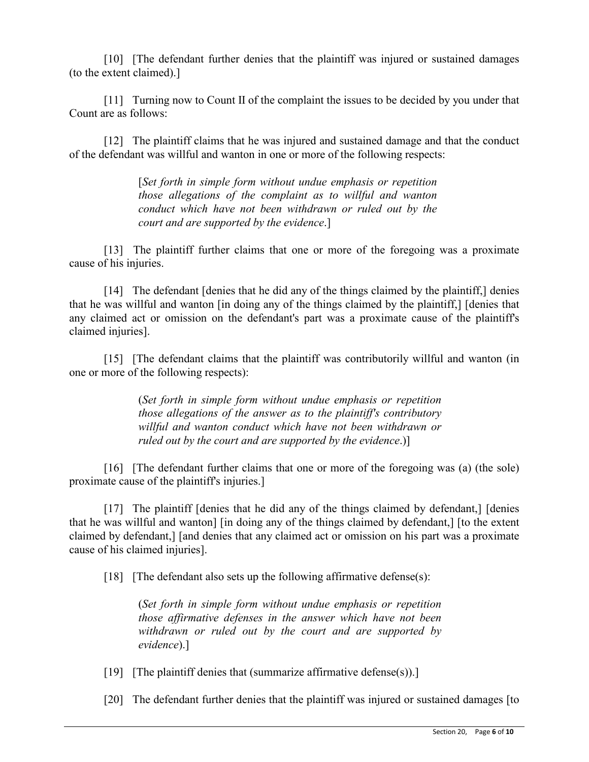[10] [The defendant further denies that the plaintiff was injured or sustained damages (to the extent claimed).]

[11] Turning now to Count II of the complaint the issues to be decided by you under that Count are as follows:

[12] The plaintiff claims that he was injured and sustained damage and that the conduct of the defendant was willful and wanton in one or more of the following respects:

> [*Set forth in simple form without undue emphasis or repetition those allegations of the complaint as to willful and wanton conduct which have not been withdrawn or ruled out by the court and are supported by the evidence*.]

[13] The plaintiff further claims that one or more of the foregoing was a proximate cause of his injuries.

[14] The defendant [denies that he did any of the things claimed by the plaintiff,] denies that he was willful and wanton [in doing any of the things claimed by the plaintiff,] [denies that any claimed act or omission on the defendant's part was a proximate cause of the plaintiff's claimed injuries].

[15] [The defendant claims that the plaintiff was contributorily willful and wanton (in one or more of the following respects):

> (*Set forth in simple form without undue emphasis or repetition those allegations of the answer as to the plaintiff's contributory willful and wanton conduct which have not been withdrawn or ruled out by the court and are supported by the evidence*.)]

[16] [The defendant further claims that one or more of the foregoing was (a) (the sole) proximate cause of the plaintiff's injuries.]

[17] The plaintiff [denies that he did any of the things claimed by defendant,] [denies that he was willful and wanton] [in doing any of the things claimed by defendant,] [to the extent claimed by defendant,] [and denies that any claimed act or omission on his part was a proximate cause of his claimed injuries].

[18] [The defendant also sets up the following affirmative defense(s):

> (*Set forth in simple form without undue emphasis or repetition those affirmative defenses in the answer which have not been withdrawn or ruled out by the court and are supported by evidence*).]

[19] [The plaintiff denies that (summarize affirmative defense(s)).]

[20] The defendant further denies that the plaintiff was injured or sustained damages [to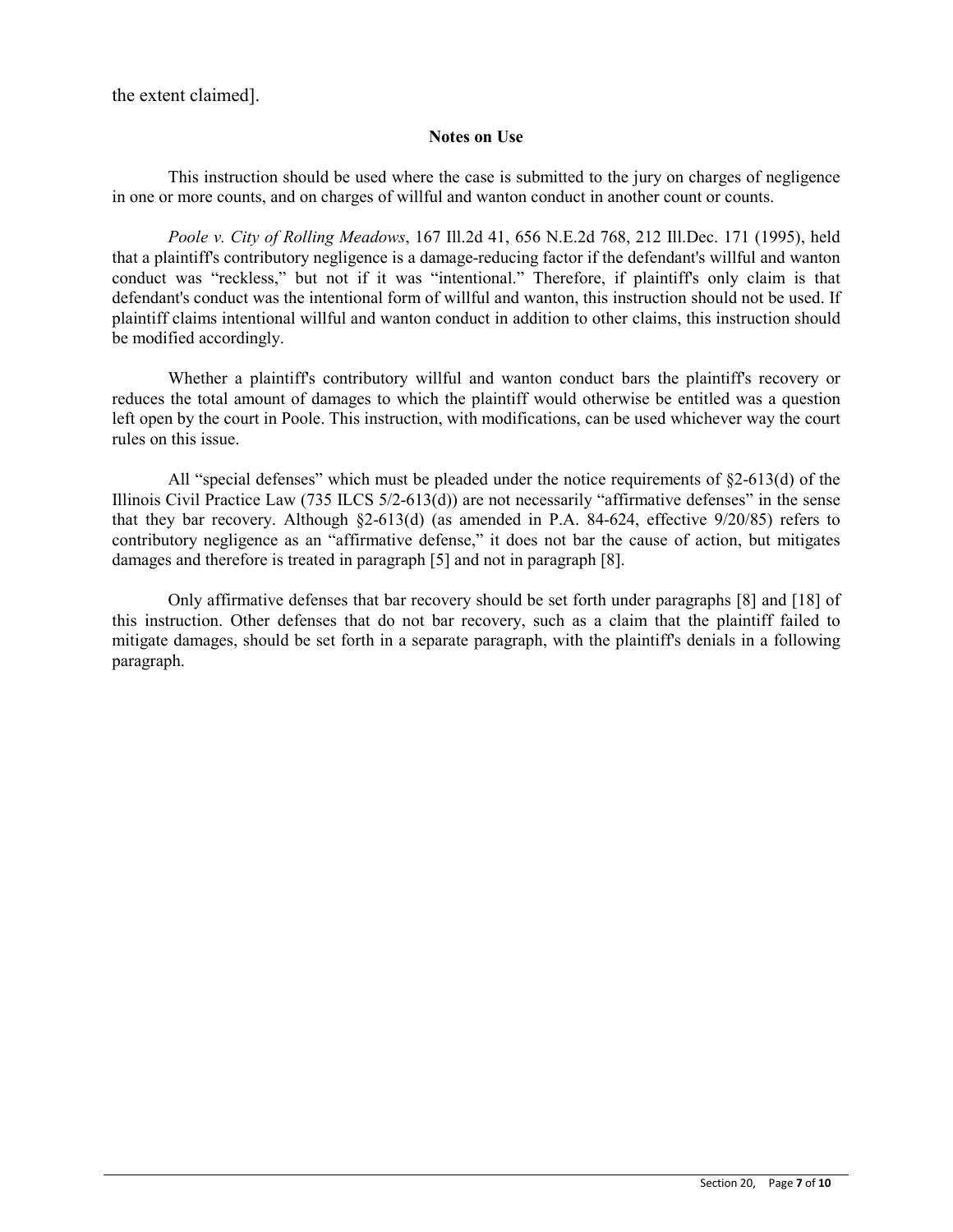the extent claimed].

**Notes on Use**

This instruction should be used where the case is submitted to the jury on charges of negligence in one or more counts, and on charges of willful and wanton conduct in another count or counts.

*Poole v. City of Rolling Meadows*, 167 Ill.2d 41, 656 N.E.2d 768, 212 Ill.Dec. 171 (1995), held that a plaintiff's contributory negligence is a damage-reducing factor if the defendant's willful and wanton conduct was "reckless," but not if it was "intentional." Therefore, if plaintiff's only claim is that defendant's conduct was the intentional form of willful and wanton, this instruction should not be used. If plaintiff claims intentional willful and wanton conduct in addition to other claims, this instruction should be modified accordingly.

Whether a plaintiff's contributory willful and wanton conduct bars the plaintiff's recovery or reduces the total amount of damages to which the plaintiff would otherwise be entitled was a question left open by the court in Poole. This instruction, with modifications, can be used whichever way the court rules on this issue.

All "special defenses" which must be pleaded under the notice requirements of §2-613(d) of the Illinois Civil Practice Law (735 ILCS 5/2-613(d)) are not necessarily "affirmative defenses" in the sense that they bar recovery. Although §2-613(d) (as amended in P.A. 84-624, effective 9/20/85) refers to contributory negligence as an "affirmative defense," it does not bar the cause of action, but mitigates damages and therefore is treated in paragraph [5] and not in paragraph [8].

Only affirmative defenses that bar recovery should be set forth under paragraphs [8] and [18] of this instruction. Other defenses that do not bar recovery, such as a claim that the plaintiff failed to mitigate damages, should be set forth in a separate paragraph, with the plaintiff's denials in a following paragraph.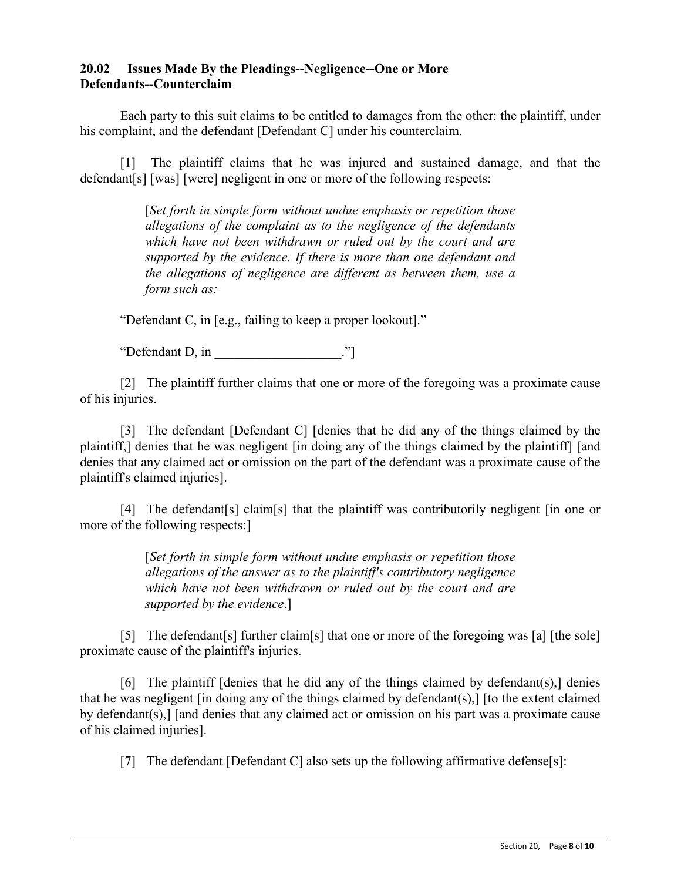### 20.02 Issues Made By the Pleadings--Negligence--One or More Defendants--Counterclaim

Each party to this suit claims to be entitled to damages from the other: the plaintiff, under his complaint, and the defendant [Defendant C] under his counterclaim.

[1] The plaintiff claims that he was injured and sustained damage, and that the defendant[s] [was] [were] negligent in one or more of the following respects:

> [*Set forth in simple form without undue emphasis or repetition those allegations of the complaint as to the negligence of the defendants which have not been withdrawn or ruled out by the court and are supported by the evidence. If there is more than one defendant and the allegations of negligence are different as between them, use a form such as:*

"Defendant C, in [e.g., failing to keep a proper lookout]."

"Defendant D, in ___________________."]

[2] The plaintiff further claims that one or more of the foregoing was a proximate cause of his injuries.

[3] The defendant [Defendant C] [denies that he did any of the things claimed by the plaintiff,] denies that he was negligent [in doing any of the things claimed by the plaintiff] [and denies that any claimed act or omission on the part of the defendant was a proximate cause of the plaintiff's claimed injuries].

[4] The defendant[s] claim[s] that the plaintiff was contributorily negligent [in one or more of the following respects:]

> [*Set forth in simple form without undue emphasis or repetition those allegations of the answer as to the plaintiff's contributory negligence which have not been withdrawn or ruled out by the court and are supported by the evidence*.]

[5] The defendant[s] further claim[s] that one or more of the foregoing was [a] [the sole] proximate cause of the plaintiff's injuries.

[6] The plaintiff [denies that he did any of the things claimed by defendant(s),] denies that he was negligent [in doing any of the things claimed by defendant(s),] [to the extent claimed by defendant(s),] [and denies that any claimed act or omission on his part was a proximate cause of his claimed injuries].

[7] The defendant [Defendant C] also sets up the following affirmative defense[s]: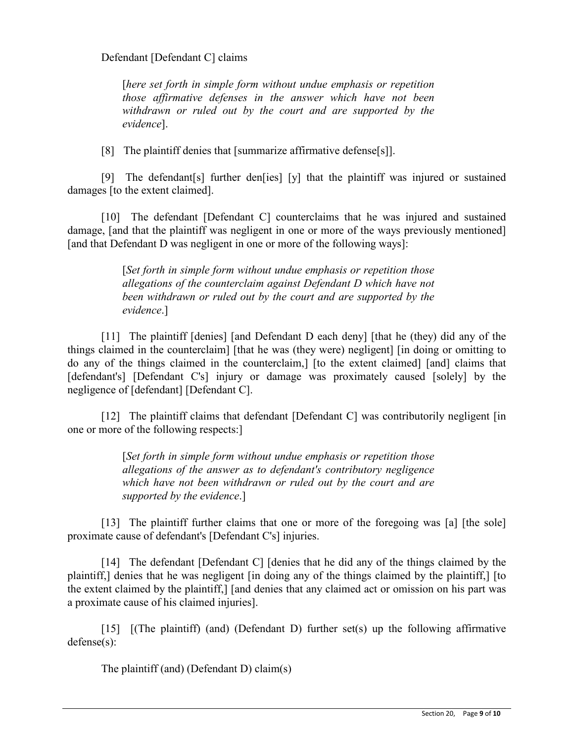Defendant [Defendant C] claims

> [*here set forth in simple form without undue emphasis or repetition those affirmative defenses in the answer which have not been withdrawn or ruled out by the court and are supported by the evidence*].

[8] The plaintiff denies that [summarize affirmative defense[s]].

[9] The defendant[s] further den[ies] [y] that the plaintiff was injured or sustained damages [to the extent claimed].

[10] The defendant [Defendant C] counterclaims that he was injured and sustained damage, [and that the plaintiff was negligent in one or more of the ways previously mentioned] [and that Defendant D was negligent in one or more of the following ways]:

> [*Set forth in simple form without undue emphasis or repetition those allegations of the counterclaim against Defendant D which have not been withdrawn or ruled out by the court and are supported by the evidence*.]

[11] The plaintiff [denies] [and Defendant D each deny] [that he (they) did any of the things claimed in the counterclaim] [that he was (they were) negligent] [in doing or omitting to do any of the things claimed in the counterclaim,] [to the extent claimed] [and] claims that [defendant's] [Defendant C's] injury or damage was proximately caused [solely] by the negligence of [defendant] [Defendant C].

[12] The plaintiff claims that defendant [Defendant C] was contributorily negligent [in one or more of the following respects:]

> [*Set forth in simple form without undue emphasis or repetition those allegations of the answer as to defendant's contributory negligence which have not been withdrawn or ruled out by the court and are supported by the evidence*.]

[13] The plaintiff further claims that one or more of the foregoing was [a] [the sole] proximate cause of defendant's [Defendant C's] injuries.

[14] The defendant [Defendant C] [denies that he did any of the things claimed by the plaintiff,] denies that he was negligent [in doing any of the things claimed by the plaintiff,] [to the extent claimed by the plaintiff,] [and denies that any claimed act or omission on his part was a proximate cause of his claimed injuries].

[15] [(The plaintiff) (and) (Defendant D) further set(s) up the following affirmative defense(s):

The plaintiff (and) (Defendant D) claim(s)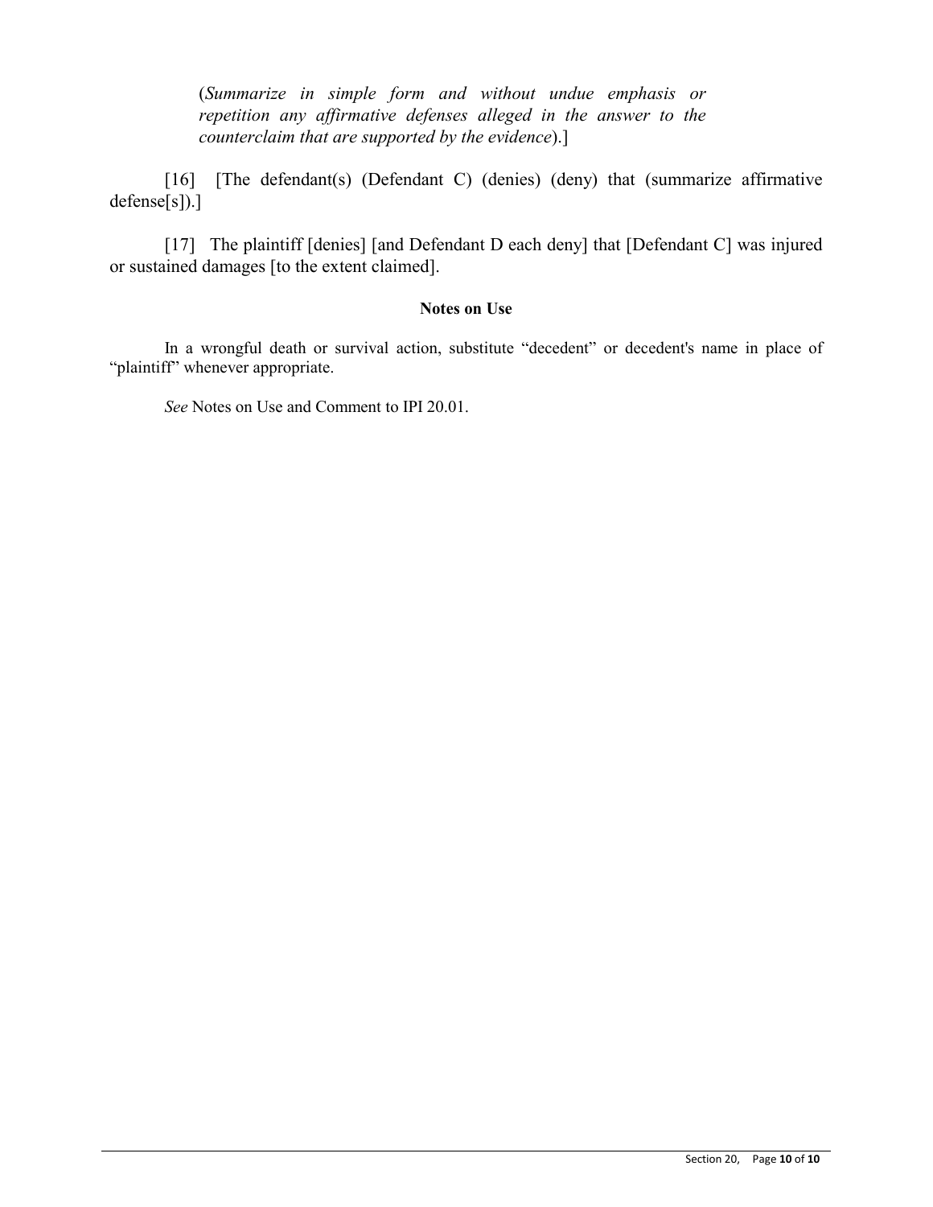(*Summarize in simple form and without undue emphasis or repetition any affirmative defenses alleged in the answer to the counterclaim that are supported by the evidence*).]

[16] [The defendant(s) (Defendant C) (denies) (deny) that (summarize affirmative defense[s]).]

[17] The plaintiff [denies] [and Defendant D each deny] that [Defendant C] was injured or sustained damages [to the extent claimed].

**Notes on Use**

In a wrongful death or survival action, substitute “decedent” or decedent's name in place of “plaintiff” whenever appropriate.

*See* Notes on Use and Comment to IPI 20.01.